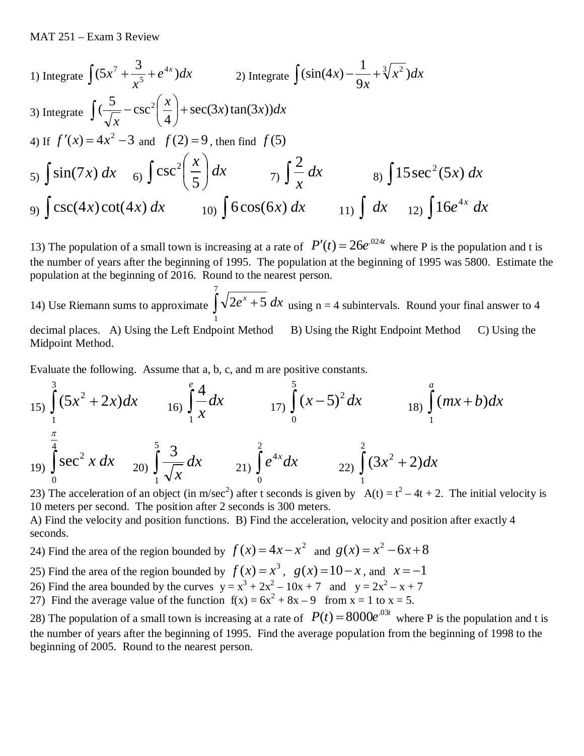MAT 251 – Exam 3 Review

1) Integrate $\int (5x^7 + \frac{3}{x^5} + e^{4x})dx$  2) Integrate $\int (\sin(4x) - \frac{1}{9x} + \sqrt[3]{x^2})dx$

3) Integrate $\int (\frac{5}{\sqrt{x}} - \csc^2\left(\frac{x}{4}\right) + \sec(3x)\tan(3x))dx$

4) If $f'(x) = 4x^2 - 3$ and $f(2) = 9$, then find $f(5)$

5) $\int \sin(7x)\, dx$  6) $\int \csc^2\left(\frac{x}{5}\right) dx$  7) $\int \frac{2}{x}\, dx$  8) $\int 15\sec^2(5x)\, dx$

9) $\int \csc(4x)\cot(4x)\, dx$  10) $\int 6\cos(6x)\, dx$  11) $\int \, dx$  12) $\int 16e^{4x}\, dx$

13) The population of a small town is increasing at a rate of $P'(t) = 26e^{.024t}$ where P is the population and t is the number of years after the beginning of 1995. The population at the beginning of 1995 was 5800. Estimate the population at the beginning of 2016. Round to the nearest person.

14) Use Riemann sums to approximate $\int_1^7 \sqrt{2e^x + 5}\, dx$ using n = 4 subintervals. Round your final answer to 4 decimal places. A) Using the Left Endpoint Method B) Using the Right Endpoint Method C) Using the Midpoint Method.

Evaluate the following. Assume that a, b, c, and m are positive constants.

15) $\int_1^3 (5x^2 + 2x)dx$  16) $\int_1^e \frac{4}{x}dx$  17) $\int_0^5 (x-5)^2 dx$  18) $\int_1^a (mx + b)dx$

19) $\int_0^{\frac{\pi}{4}} \sec^2 x\, dx$  20) $\int_1^5 \frac{3}{\sqrt{x}}dx$  21) $\int_0^2 e^{4x}dx$  22) $\int_1^2 (3x^2 + 2)dx$

23) The acceleration of an object (in m/sec$^2$) after t seconds is given by $A(t) = t^2 - 4t + 2$. The initial velocity is 10 meters per second. The position after 2 seconds is 300 meters.
A) Find the velocity and position functions. B) Find the acceleration, velocity and position after exactly 4 seconds.

24) Find the area of the region bounded by $f(x) = 4x - x^2$ and $g(x) = x^2 - 6x + 8$

25) Find the area of the region bounded by $f(x) = x^3$, $g(x) = 10 - x$, and $x = -1$

26) Find the area bounded by the curves $y = x^3 + 2x^2 - 10x + 7$ and $y = 2x^2 - x + 7$

27) Find the average value of the function $f(x) = 6x^2 + 8x - 9$ from x = 1 to x = 5.

28) The population of a small town is increasing at a rate of $P(t) = 8000e^{.03t}$ where P is the population and t is the number of years after the beginning of 1995. Find the average population from the beginning of 1998 to the beginning of 2005. Round to the nearest person.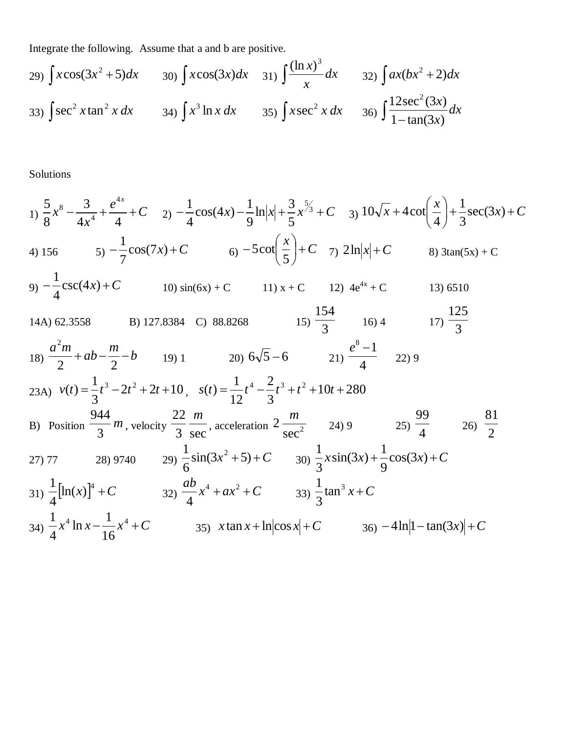Integrate the following. Assume that a and b are positive.

29) $\int x\cos(3x^2+5)dx$ 30) $\int x\cos(3x)dx$ 31) $\int \frac{(\ln x)^3}{x}dx$ 32) $\int ax(bx^2+2)dx$

33) $\int \sec^2 x\tan^2 x\,dx$ 34) $\int x^3 \ln x\,dx$ 35) $\int x\sec^2 x\,dx$ 36) $\int \frac{12\sec^2(3x)}{1-\tan(3x)}dx$

Solutions

1) $\frac{5}{8}x^8 - \frac{3}{4x^4} + \frac{e^{4x}}{4} + C$ 2) $-\frac{1}{4}\cos(4x) - \frac{1}{9}\ln|x| + \frac{3}{5}x^{5/3} + C$ 3) $10\sqrt{x} + 4\cot\left(\frac{x}{4}\right) + \frac{1}{3}\sec(3x) + C$

4) 156 5) $-\frac{1}{7}\cos(7x) + C$ 6) $-5\cot\left(\frac{x}{5}\right) + C$ 7) $2\ln|x| + C$ 8) 3tan(5x) + C

9) $-\frac{1}{4}\csc(4x) + C$ 10) sin(6x) + C 11) x + C 12) $4e^{4x} + C$ 13) 6510

14A) 62.3558 B) 127.8384 C) 88.8268 15) $\frac{154}{3}$ 16) 4 17) $\frac{125}{3}$

18) $\frac{a^2m}{2} + ab - \frac{m}{2} - b$ 19) 1 20) $6\sqrt{5} - 6$ 21) $\frac{e^8 - 1}{4}$ 22) 9

23A) $v(t) = \frac{1}{3}t^3 - 2t^2 + 2t + 10$, $s(t) = \frac{1}{12}t^4 - \frac{2}{3}t^3 + t^2 + 10t + 280$

B) Position $\frac{944}{3}\,m$, velocity $\frac{22}{3}\,\frac{m}{\sec}$, acceleration $2\,\frac{m}{\sec^2}$ 24) 9 25) $\frac{99}{4}$ 26) $\frac{81}{2}$

27) 77 28) 9740 29) $\frac{1}{6}\sin(3x^2+5) + C$ 30) $\frac{1}{3}x\sin(3x) + \frac{1}{9}\cos(3x) + C$

31) $\frac{1}{4}[\ln(x)]^4 + C$ 32) $\frac{ab}{4}x^4 + ax^2 + C$ 33) $\frac{1}{3}\tan^3 x + C$

34) $\frac{1}{4}x^4\ln x - \frac{1}{16}x^4 + C$ 35) $x\tan x + \ln|\cos x| + C$ 36) $-4\ln|1-\tan(3x)| + C$